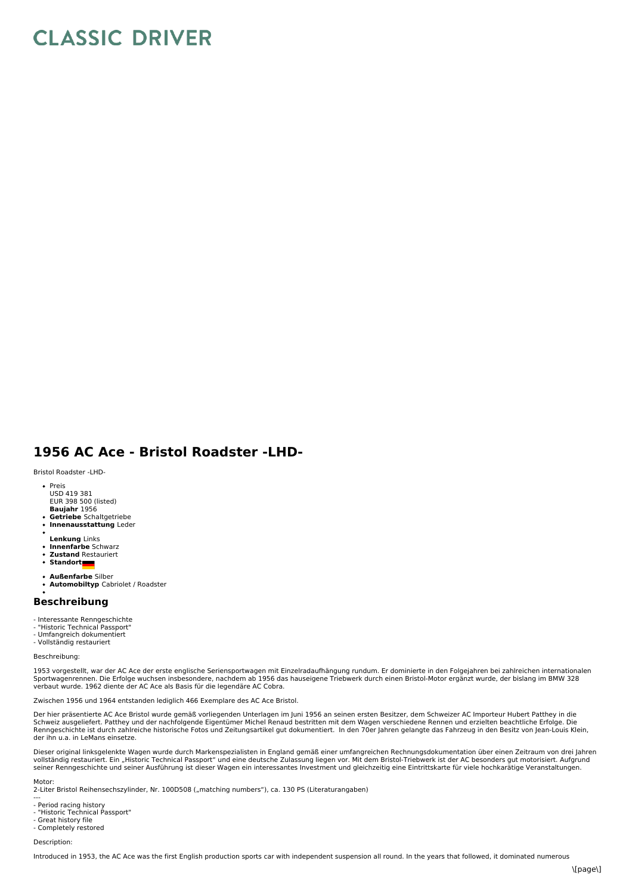# CLASSIC DRIVER

## 1956 AC Ace - Bristol Roadster -LHD-

Bristol Roadster -LHD-

- Preis
  USD 419 381
  EUR 398 500 (listed)
  **Baujahr** 1956
- **Getriebe** Schaltgetriebe
- **Innenausstattung** Leder
- 
  **Lenkung** Links
- **Innenfarbe** Schwarz
- **Zustand** Restauriert
- **Standort**
- **Außenfarbe** Silber
- **Automobiltyp** Cabriolet / Roadster
- 

### Beschreibung

- Interessante Renngeschichte
- "Historic Technical Passport"
- Umfangreich dokumentiert
- Vollständig restauriert

Beschreibung:

1953 vorgestellt, war der AC Ace der erste englische Seriensportwagen mit Einzelradaufhängung rundum. Er dominierte in den Folgejahren bei zahlreichen internationalen Sportwagenrennen. Die Erfolge wuchsen insbesondere, nachdem ab 1956 das hauseigene Triebwerk durch einen Bristol-Motor ergänzt wurde, der bislang im BMW 328 verbaut wurde. 1962 diente der AC Ace als Basis für die legendäre AC Cobra.

Zwischen 1956 und 1964 entstanden lediglich 466 Exemplare des AC Ace Bristol.

Der hier präsentierte AC Ace Bristol wurde gemäß vorliegenden Unterlagen im Juni 1956 an seinen ersten Besitzer, dem Schweizer AC Importeur Hubert Patthey in die Schweiz ausgeliefert. Patthey und der nachfolgende Eigentümer Michel Renaud bestritten mit dem Wagen verschiedene Rennen und erzielten beachtliche Erfolge. Die Renngeschichte ist durch zahlreiche historische Fotos und Zeitungsartikel gut dokumentiert. In den 70er Jahren gelangte das Fahrzeug in den Besitz von Jean-Louis Klein, der ihn u.a. in LeMans einsetze.

Dieser original linksgelenkte Wagen wurde durch Markenspezialisten in England gemäß einer umfangreichen Rechnungsdokumentation über einen Zeitraum von drei Jahren vollständig restauriert. Ein „Historic Technical Passport" und eine deutsche Zulassung liegen vor. Mit dem Bristol-Triebwerk ist der AC besonders gut motorisiert. Aufgrund seiner Renngeschichte und seiner Ausführung ist dieser Wagen ein interessantes Investment und gleichzeitig eine Eintrittskarte für viele hochkarätige Veranstaltungen.

Motor:
2-Liter Bristol Reihensechszylinder, Nr. 100D508 („matching numbers"), ca. 130 PS (Literaturangaben)

---
- Period racing history
- "Historic Technical Passport"
- Great history file
- Completely restored

Description:

Introduced in 1953, the AC Ace was the first English production sports car with independent suspension all round. In the years that followed, it dominated numerous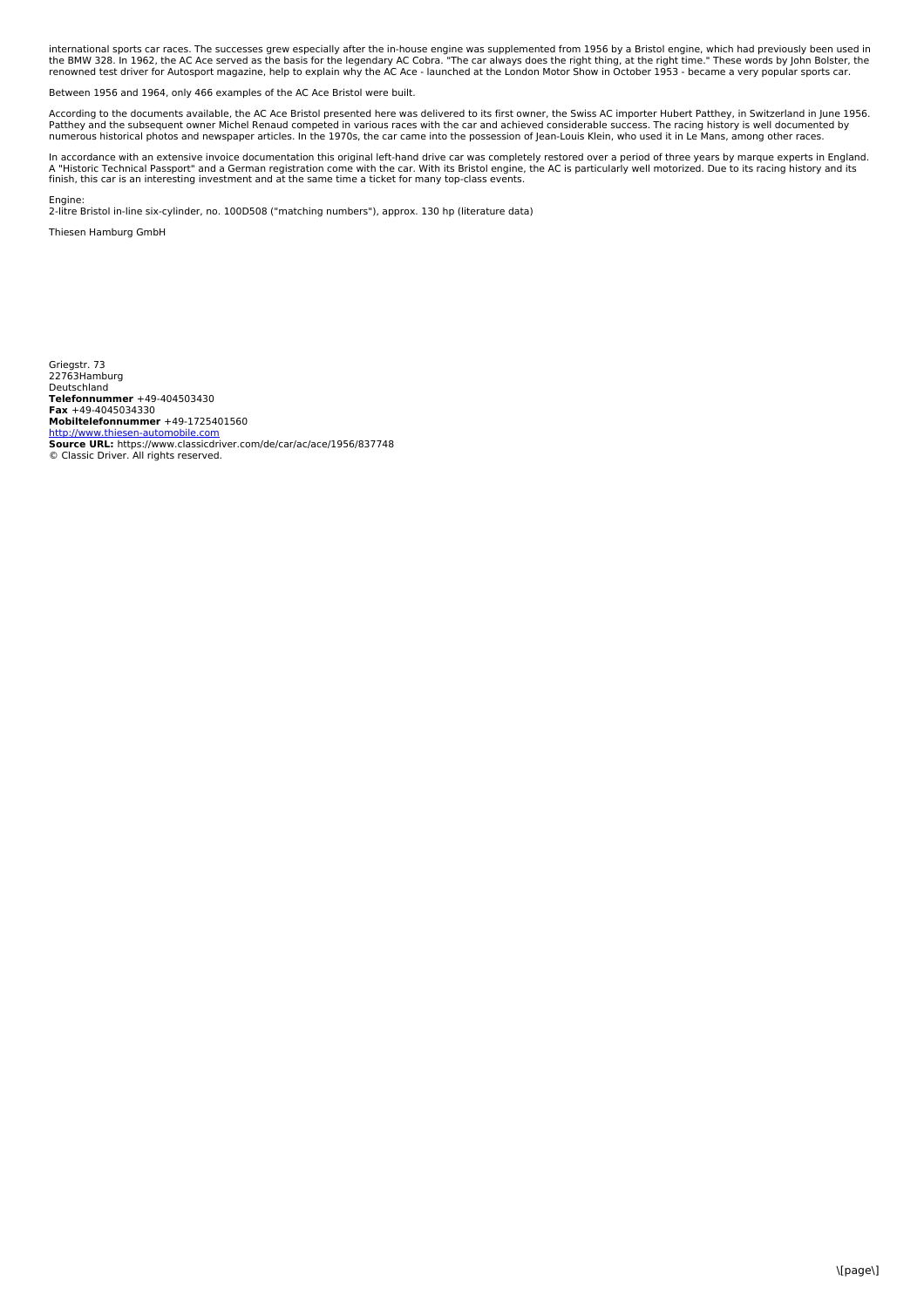international sports car races. The successes grew especially after the in-house engine was supplemented from 1956 by a Bristol engine, which had previously been used in the BMW 328. In 1962, the AC Ace served as the basis for the legendary AC Cobra. "The car always does the right thing, at the right time." These words by John Bolster, the renowned test driver for Autosport magazine, help to explain why the AC Ace - launched at the London Motor Show in October 1953 - became a very popular sports car.

Between 1956 and 1964, only 466 examples of the AC Ace Bristol were built.

According to the documents available, the AC Ace Bristol presented here was delivered to its first owner, the Swiss AC importer Hubert Patthey, in Switzerland in June 1956. Patthey and the subsequent owner Michel Renaud competed in various races with the car and achieved considerable success. The racing history is well documented by numerous historical photos and newspaper articles. In the 1970s, the car came into the possession of Jean-Louis Klein, who used it in Le Mans, among other races.

In accordance with an extensive invoice documentation this original left-hand drive car was completely restored over a period of three years by marque experts in England. A "Historic Technical Passport" and a German registration come with the car. With its Bristol engine, the AC is particularly well motorized. Due to its racing history and its finish, this car is an interesting investment and at the same time a ticket for many top-class events.

Engine:
2-litre Bristol in-line six-cylinder, no. 100D508 ("matching numbers"), approx. 130 hp (literature data)

Thiesen Hamburg GmbH

Griegstr. 73
22763Hamburg
Deutschland
**Telefonnummer** +49-404503430
**Fax** +49-4045034330
**Mobiltelefonnummer** +49-1725401560
[http://www.thiesen-automobile.com](http://www.thiesen-automobile.com)
**Source URL:** https://www.classicdriver.com/de/car/ac/ace/1956/837748
© Classic Driver. All rights reserved.